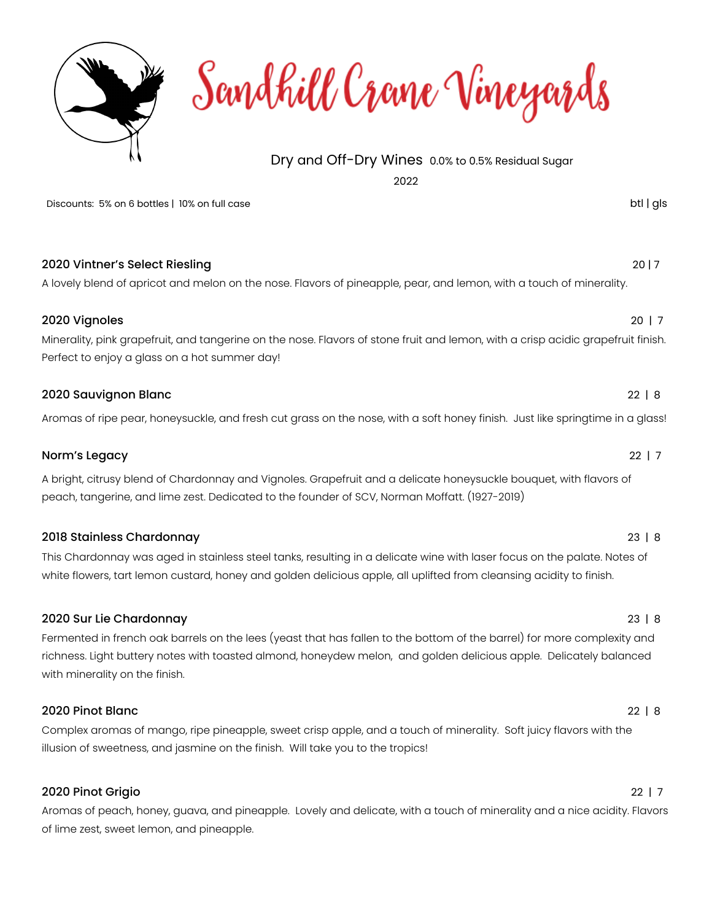# Sandhill Crane Vineyards

## Dry and Off-Dry Wines 0.0% to 0.5% Residual Sugar

2022

Discounts: 5% on 6 bottles | 10% on full case

btl | gls

### 2020 Vintner's Select Riesling
20 | 7

A lovely blend of apricot and melon on the nose. Flavors of pineapple, pear, and lemon, with a touch of minerality.

### 2020 Vignoles
20 | 7

Minerality, pink grapefruit, and tangerine on the nose. Flavors of stone fruit and lemon, with a crisp acidic grapefruit finish. Perfect to enjoy a glass on a hot summer day!

### 2020 Sauvignon Blanc
22 | 8

Aromas of ripe pear, honeysuckle, and fresh cut grass on the nose, with a soft honey finish. Just like springtime in a glass!

### Norm's Legacy
22 | 7

A bright, citrusy blend of Chardonnay and Vignoles. Grapefruit and a delicate honeysuckle bouquet, with flavors of peach, tangerine, and lime zest. Dedicated to the founder of SCV, Norman Moffatt. (1927-2019)

### 2018 Stainless Chardonnay
23 | 8

This Chardonnay was aged in stainless steel tanks, resulting in a delicate wine with laser focus on the palate. Notes of white flowers, tart lemon custard, honey and golden delicious apple, all uplifted from cleansing acidity to finish.

### 2020 Sur Lie Chardonnay
23 | 8

Fermented in french oak barrels on the lees (yeast that has fallen to the bottom of the barrel) for more complexity and richness. Light buttery notes with toasted almond, honeydew melon, and golden delicious apple. Delicately balanced with minerality on the finish.

### 2020 Pinot Blanc
22 | 8

Complex aromas of mango, ripe pineapple, sweet crisp apple, and a touch of minerality. Soft juicy flavors with the illusion of sweetness, and jasmine on the finish. Will take you to the tropics!

### 2020 Pinot Grigio
22 | 7

Aromas of peach, honey, guava, and pineapple. Lovely and delicate, with a touch of minerality and a nice acidity. Flavors of lime zest, sweet lemon, and pineapple.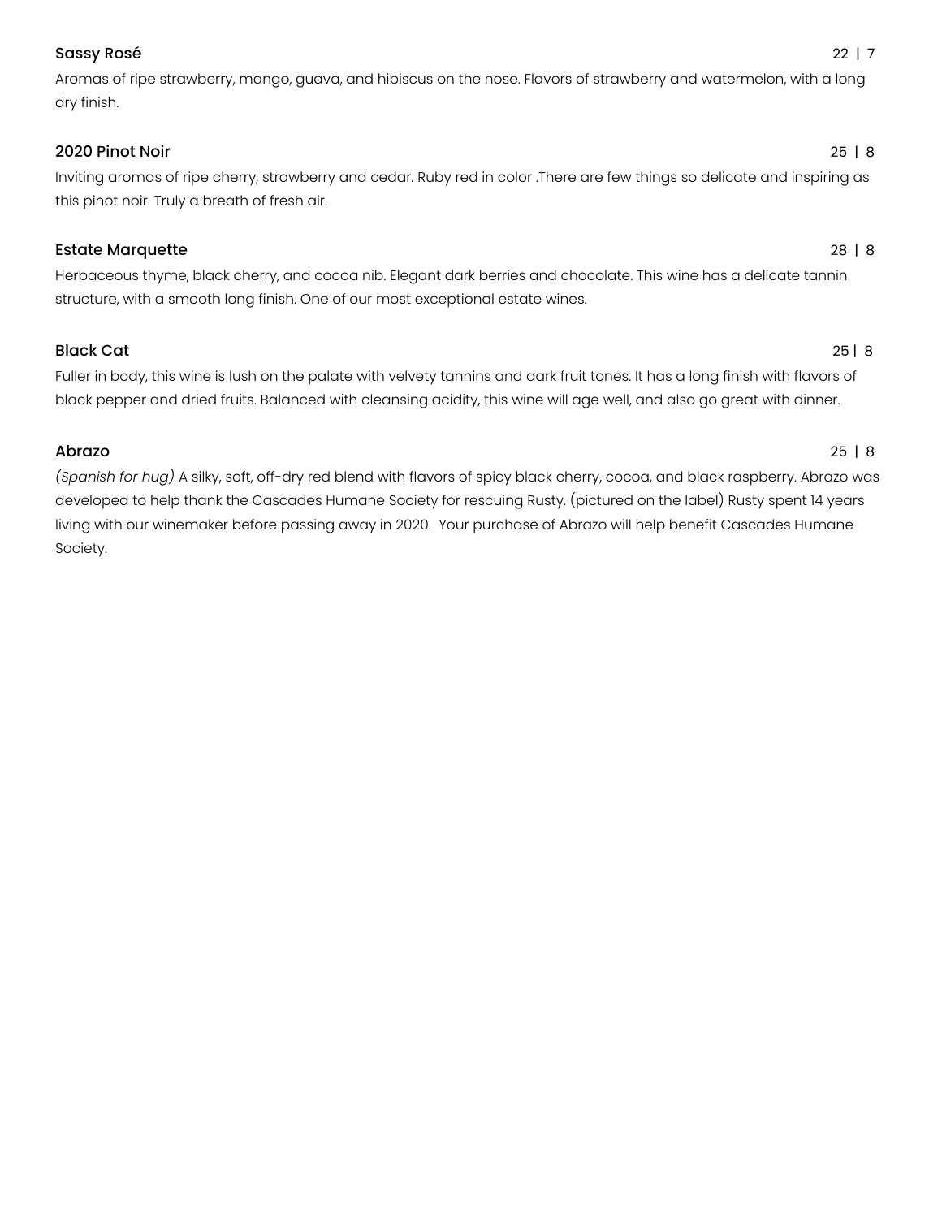**Sassy Rosé** 22 | 7

Aromas of ripe strawberry, mango, guava, and hibiscus on the nose. Flavors of strawberry and watermelon, with a long dry finish.

**2020 Pinot Noir** 25 | 8

Inviting aromas of ripe cherry, strawberry and cedar. Ruby red in color .There are few things so delicate and inspiring as this pinot noir. Truly a breath of fresh air.

**Estate Marquette** 28 | 8

Herbaceous thyme, black cherry, and cocoa nib. Elegant dark berries and chocolate. This wine has a delicate tannin structure, with a smooth long finish. One of our most exceptional estate wines.

**Black Cat** 25 | 8

Fuller in body, this wine is lush on the palate with velvety tannins and dark fruit tones. It has a long finish with flavors of black pepper and dried fruits. Balanced with cleansing acidity, this wine will age well, and also go great with dinner.

**Abrazo** 25 | 8

*(Spanish for hug)* A silky, soft, off-dry red blend with flavors of spicy black cherry, cocoa, and black raspberry. Abrazo was developed to help thank the Cascades Humane Society for rescuing Rusty. (pictured on the label) Rusty spent 14 years living with our winemaker before passing away in 2020. Your purchase of Abrazo will help benefit Cascades Humane Society.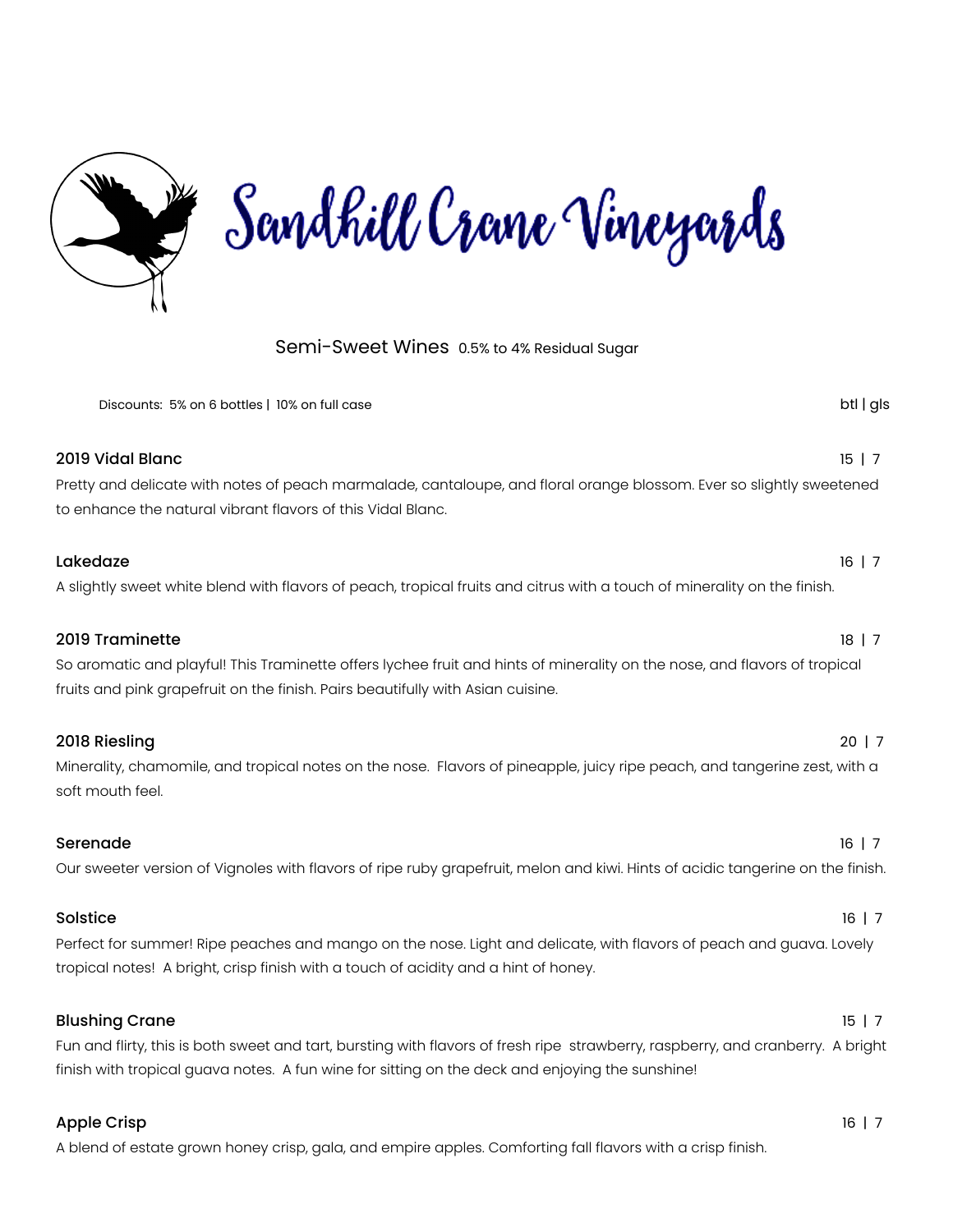# Sandhill Crane Vineyards

## Semi-Sweet Wines 0.5% to 4% Residual Sugar

Discounts: 5% on 6 bottles | 10% on full case

btl | gls

**2019 Vidal Blanc** 15 | 7

Pretty and delicate with notes of peach marmalade, cantaloupe, and floral orange blossom. Ever so slightly sweetened to enhance the natural vibrant flavors of this Vidal Blanc.

**Lakedaze** 16 | 7

A slightly sweet white blend with flavors of peach, tropical fruits and citrus with a touch of minerality on the finish.

**2019 Traminette** 18 | 7

So aromatic and playful! This Traminette offers lychee fruit and hints of minerality on the nose, and flavors of tropical fruits and pink grapefruit on the finish. Pairs beautifully with Asian cuisine.

**2018 Riesling** 20 | 7

Minerality, chamomile, and tropical notes on the nose. Flavors of pineapple, juicy ripe peach, and tangerine zest, with a soft mouth feel.

**Serenade** 16 | 7

Our sweeter version of Vignoles with flavors of ripe ruby grapefruit, melon and kiwi. Hints of acidic tangerine on the finish.

**Solstice** 16 | 7

Perfect for summer! Ripe peaches and mango on the nose. Light and delicate, with flavors of peach and guava. Lovely tropical notes! A bright, crisp finish with a touch of acidity and a hint of honey.

**Blushing Crane** 15 | 7

Fun and flirty, this is both sweet and tart, bursting with flavors of fresh ripe strawberry, raspberry, and cranberry. A bright finish with tropical guava notes. A fun wine for sitting on the deck and enjoying the sunshine!

**Apple Crisp** 16 | 7

A blend of estate grown honey crisp, gala, and empire apples. Comforting fall flavors with a crisp finish.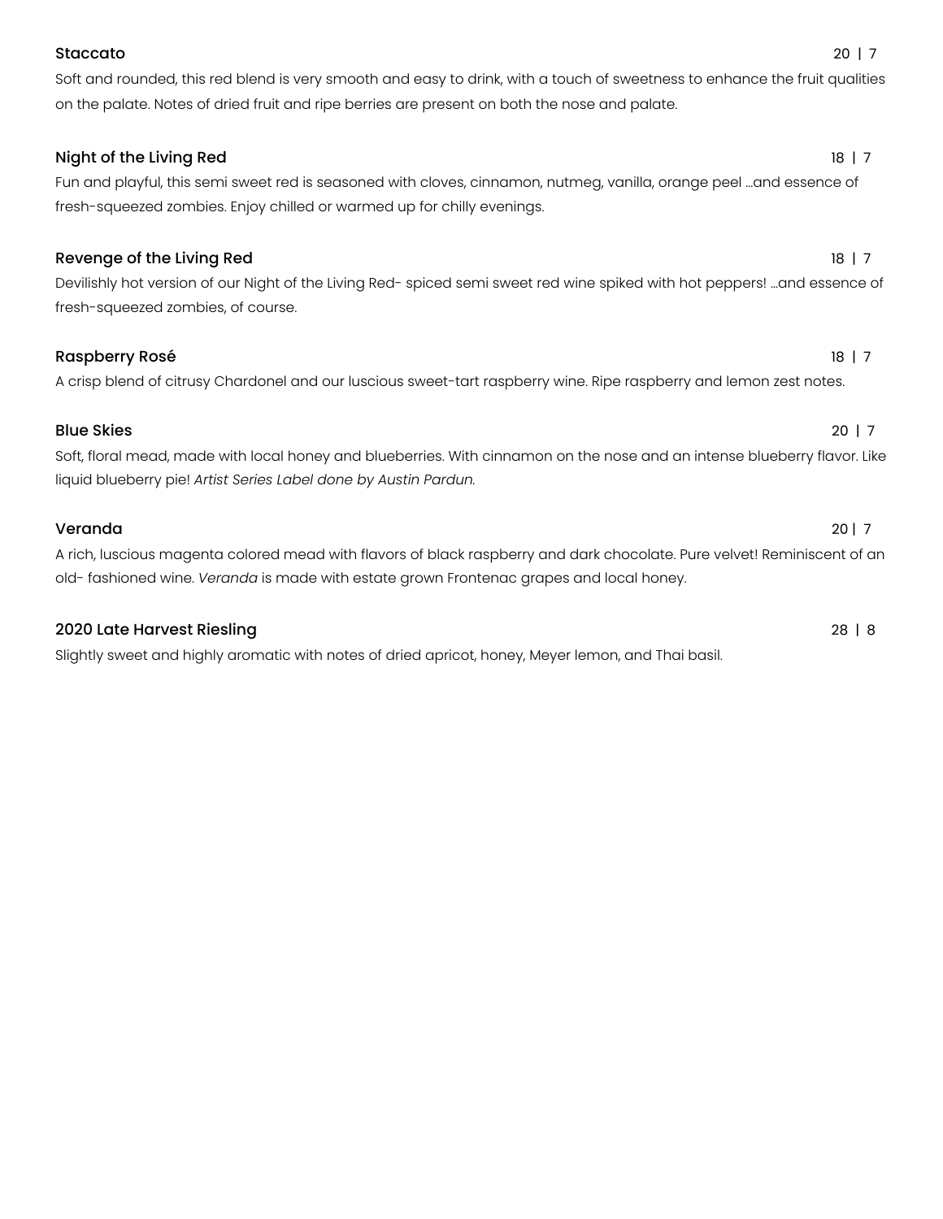**Staccato** 20 | 7

Soft and rounded, this red blend is very smooth and easy to drink, with a touch of sweetness to enhance the fruit qualities on the palate. Notes of dried fruit and ripe berries are present on both the nose and palate.

**Night of the Living Red** 18 | 7

Fun and playful, this semi sweet red is seasoned with cloves, cinnamon, nutmeg, vanilla, orange peel ...and essence of fresh-squeezed zombies. Enjoy chilled or warmed up for chilly evenings.

**Revenge of the Living Red** 18 | 7

Devilishly hot version of our Night of the Living Red- spiced semi sweet red wine spiked with hot peppers! ...and essence of fresh-squeezed zombies, of course.

**Raspberry Rosé** 18 | 7

A crisp blend of citrusy Chardonel and our luscious sweet-tart raspberry wine. Ripe raspberry and lemon zest notes.

**Blue Skies** 20 | 7

Soft, floral mead, made with local honey and blueberries. With cinnamon on the nose and an intense blueberry flavor. Like liquid blueberry pie! *Artist Series Label done by Austin Pardun.*

**Veranda** 20 | 7

A rich, luscious magenta colored mead with flavors of black raspberry and dark chocolate. Pure velvet! Reminiscent of an old- fashioned wine. *Veranda* is made with estate grown Frontenac grapes and local honey.

**2020 Late Harvest Riesling** 28 | 8

Slightly sweet and highly aromatic with notes of dried apricot, honey, Meyer lemon, and Thai basil.